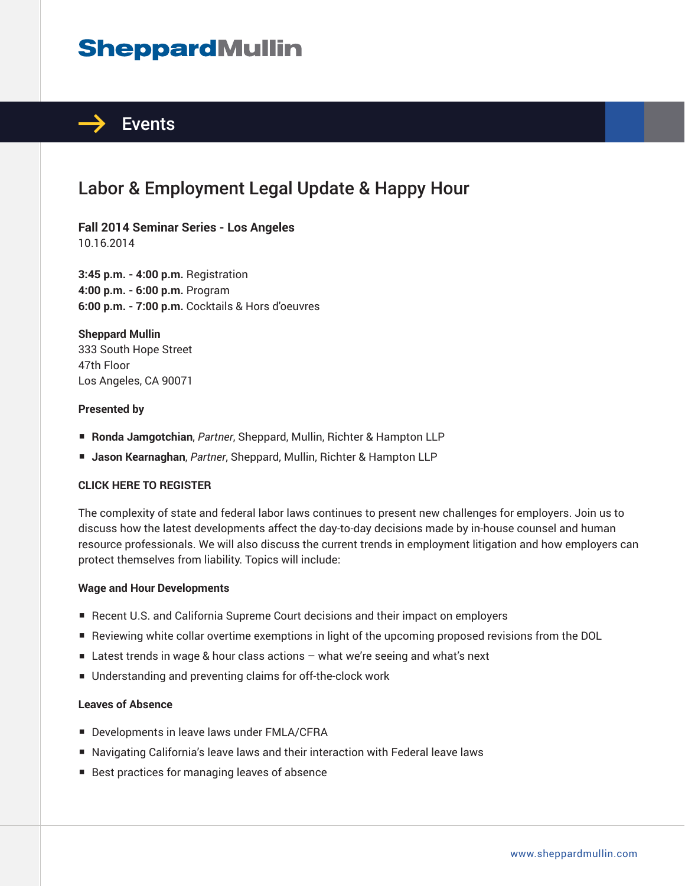# SheppardMullin

## Events

# Labor & Employment Legal Update & Happy Hour

**Fall 2014 Seminar Series - Los Angeles**
10.16.2014

**3:45 p.m. - 4:00 p.m.** Registration
**4:00 p.m. - 6:00 p.m.** Program
**6:00 p.m. - 7:00 p.m.** Cocktails & Hors d'oeuvres

**Sheppard Mullin**
333 South Hope Street
47th Floor
Los Angeles, CA 90071

**Presented by**

- **Ronda Jamgotchian**, *Partner*, Sheppard, Mullin, Richter & Hampton LLP
- **Jason Kearnaghan**, *Partner*, Sheppard, Mullin, Richter & Hampton LLP

**CLICK HERE TO REGISTER**

The complexity of state and federal labor laws continues to present new challenges for employers. Join us to discuss how the latest developments affect the day-to-day decisions made by in-house counsel and human resource professionals. We will also discuss the current trends in employment litigation and how employers can protect themselves from liability. Topics will include:

**Wage and Hour Developments**

- Recent U.S. and California Supreme Court decisions and their impact on employers
- Reviewing white collar overtime exemptions in light of the upcoming proposed revisions from the DOL
- Latest trends in wage & hour class actions – what we're seeing and what's next
- Understanding and preventing claims for off-the-clock work

**Leaves of Absence**

- Developments in leave laws under FMLA/CFRA
- Navigating California's leave laws and their interaction with Federal leave laws
- Best practices for managing leaves of absence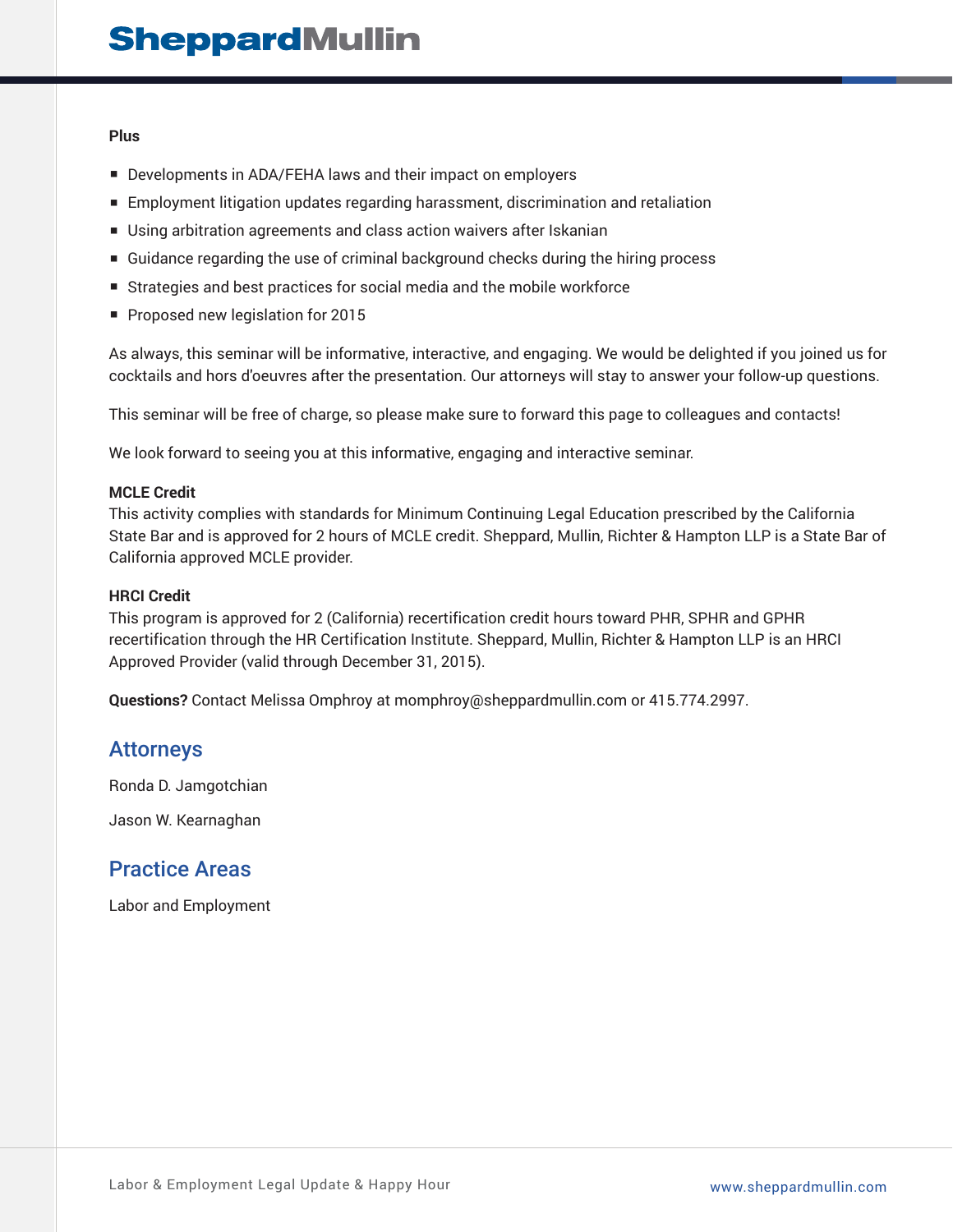**Plus**

- Developments in ADA/FEHA laws and their impact on employers
- Employment litigation updates regarding harassment, discrimination and retaliation
- Using arbitration agreements and class action waivers after Iskanian
- Guidance regarding the use of criminal background checks during the hiring process
- Strategies and best practices for social media and the mobile workforce
- Proposed new legislation for 2015

As always, this seminar will be informative, interactive, and engaging. We would be delighted if you joined us for cocktails and hors d'oeuvres after the presentation. Our attorneys will stay to answer your follow-up questions.

This seminar will be free of charge, so please make sure to forward this page to colleagues and contacts!

We look forward to seeing you at this informative, engaging and interactive seminar.

**MCLE Credit**
This activity complies with standards for Minimum Continuing Legal Education prescribed by the California State Bar and is approved for 2 hours of MCLE credit. Sheppard, Mullin, Richter & Hampton LLP is a State Bar of California approved MCLE provider.

**HRCI Credit**
This program is approved for 2 (California) recertification credit hours toward PHR, SPHR and GPHR recertification through the HR Certification Institute. Sheppard, Mullin, Richter & Hampton LLP is an HRCI Approved Provider (valid through December 31, 2015).

**Questions?** Contact Melissa Omphroy at momphroy@sheppardmullin.com or 415.774.2997.

## Attorneys

Ronda D. Jamgotchian

Jason W. Kearnaghan

## Practice Areas

Labor and Employment